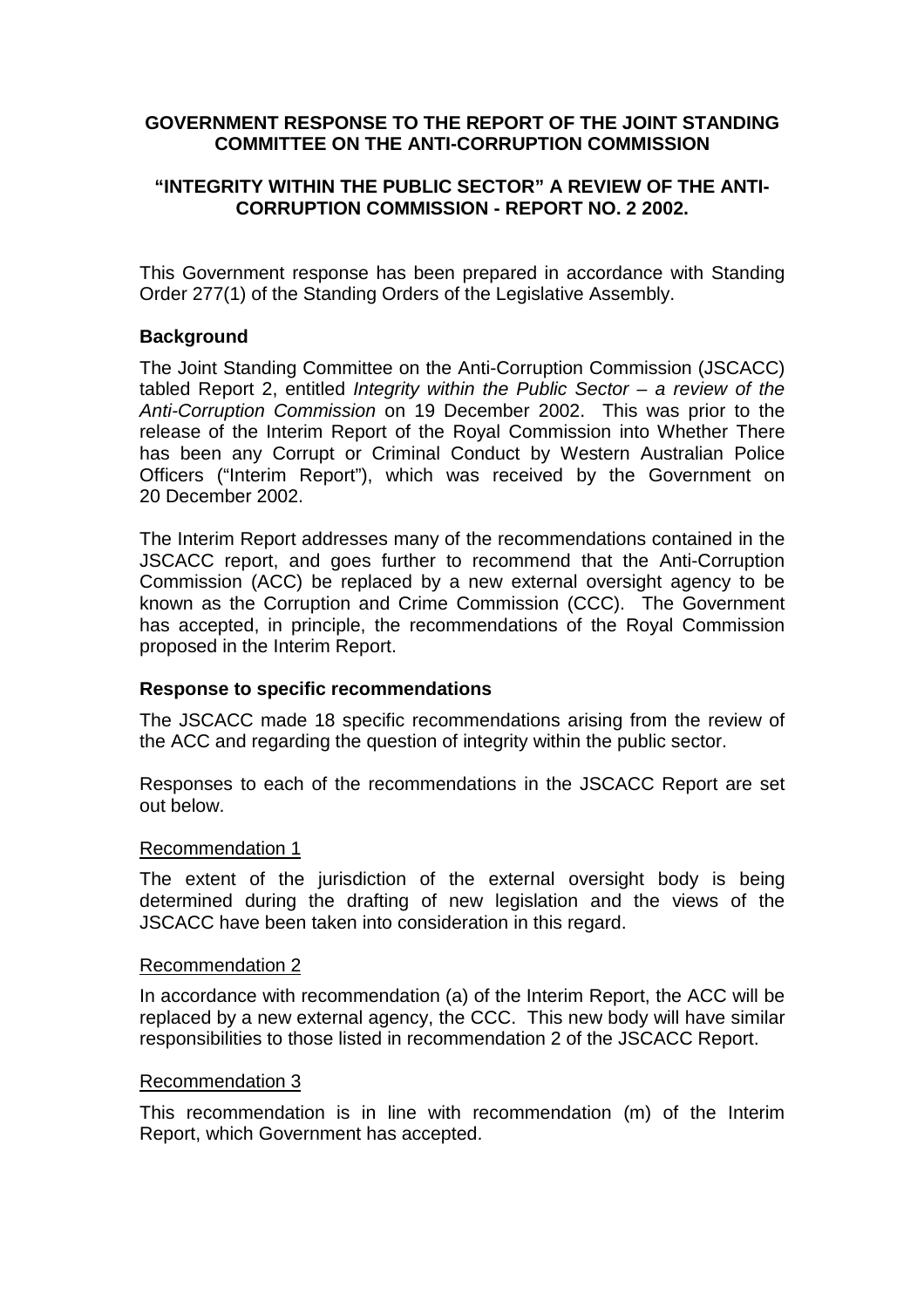# GOVERNMENT RESPONSE TO THE REPORT OF THE JOINT STANDING COMMITTEE ON THE ANTI-CORRUPTION COMMISSION

## "INTEGRITY WITHIN THE PUBLIC SECTOR" A REVIEW OF THE ANTI-CORRUPTION COMMISSION - REPORT NO. 2 2002.

This Government response has been prepared in accordance with Standing Order 277(1) of the Standing Orders of the Legislative Assembly.

### Background

The Joint Standing Committee on the Anti-Corruption Commission (JSCACC) tabled Report 2, entitled *Integrity within the Public Sector – a review of the Anti-Corruption Commission* on 19 December 2002. This was prior to the release of the Interim Report of the Royal Commission into Whether There has been any Corrupt or Criminal Conduct by Western Australian Police Officers ("Interim Report"), which was received by the Government on 20 December 2002.

The Interim Report addresses many of the recommendations contained in the JSCACC report, and goes further to recommend that the Anti-Corruption Commission (ACC) be replaced by a new external oversight agency to be known as the Corruption and Crime Commission (CCC). The Government has accepted, in principle, the recommendations of the Royal Commission proposed in the Interim Report.

### Response to specific recommendations

The JSCACC made 18 specific recommendations arising from the review of the ACC and regarding the question of integrity within the public sector.

Responses to each of the recommendations in the JSCACC Report are set out below.

<u>Recommendation 1</u>

The extent of the jurisdiction of the external oversight body is being determined during the drafting of new legislation and the views of the JSCACC have been taken into consideration in this regard.

<u>Recommendation 2</u>

In accordance with recommendation (a) of the Interim Report, the ACC will be replaced by a new external agency, the CCC. This new body will have similar responsibilities to those listed in recommendation 2 of the JSCACC Report.

<u>Recommendation 3</u>

This recommendation is in line with recommendation (m) of the Interim Report, which Government has accepted.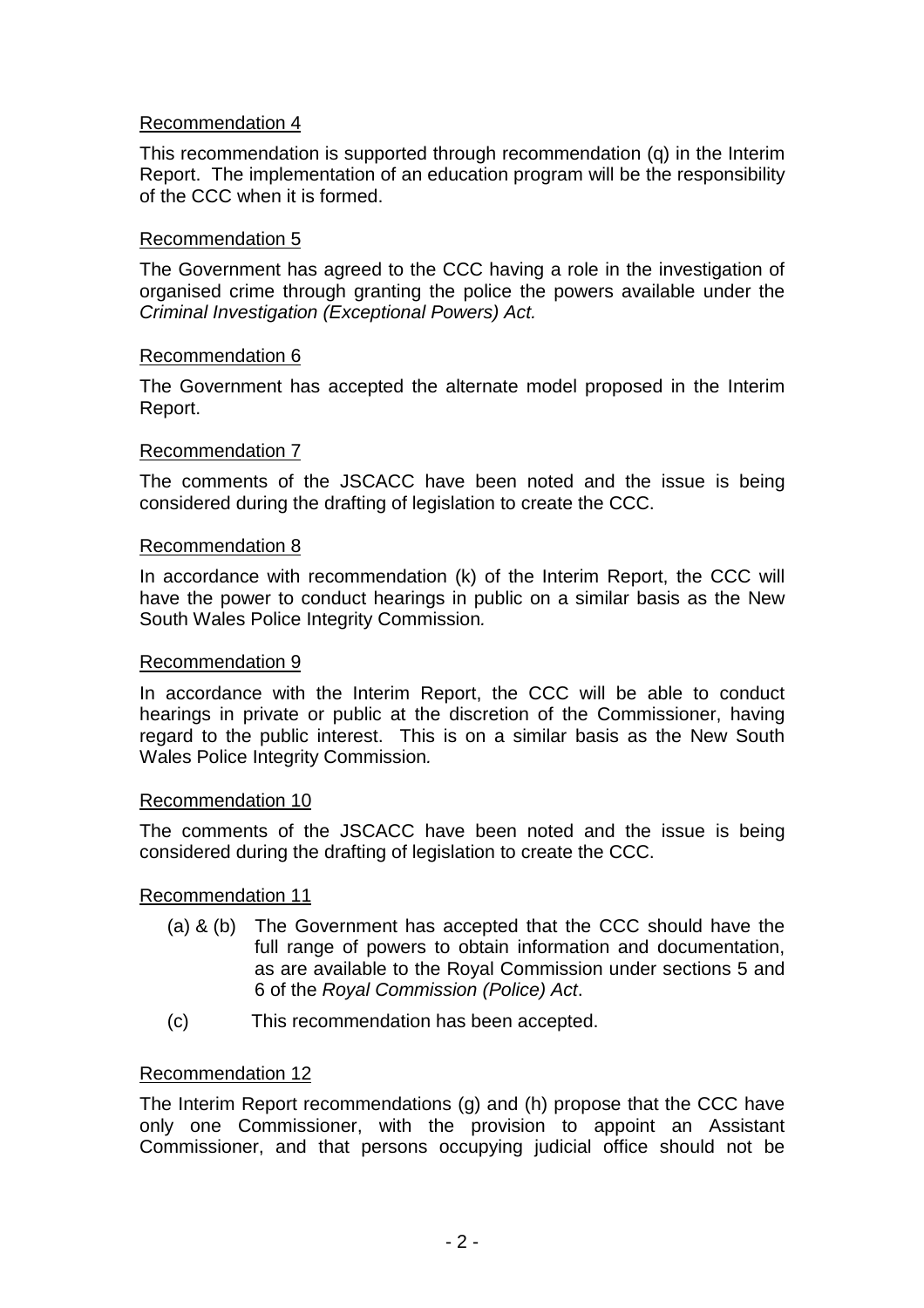Recommendation 4

This recommendation is supported through recommendation (q) in the Interim Report. The implementation of an education program will be the responsibility of the CCC when it is formed.

Recommendation 5

The Government has agreed to the CCC having a role in the investigation of organised crime through granting the police the powers available under the *Criminal Investigation (Exceptional Powers) Act.*

Recommendation 6

The Government has accepted the alternate model proposed in the Interim Report.

Recommendation 7

The comments of the JSCACC have been noted and the issue is being considered during the drafting of legislation to create the CCC.

Recommendation 8

In accordance with recommendation (k) of the Interim Report, the CCC will have the power to conduct hearings in public on a similar basis as the New South Wales Police Integrity Commission*.*

Recommendation 9

In accordance with the Interim Report, the CCC will be able to conduct hearings in private or public at the discretion of the Commissioner, having regard to the public interest. This is on a similar basis as the New South Wales Police Integrity Commission*.*

Recommendation 10

The comments of the JSCACC have been noted and the issue is being considered during the drafting of legislation to create the CCC.

Recommendation 11

(a) & (b) The Government has accepted that the CCC should have the full range of powers to obtain information and documentation, as are available to the Royal Commission under sections 5 and 6 of the *Royal Commission (Police) Act*.

(c) This recommendation has been accepted.

Recommendation 12

The Interim Report recommendations (g) and (h) propose that the CCC have only one Commissioner, with the provision to appoint an Assistant Commissioner, and that persons occupying judicial office should not be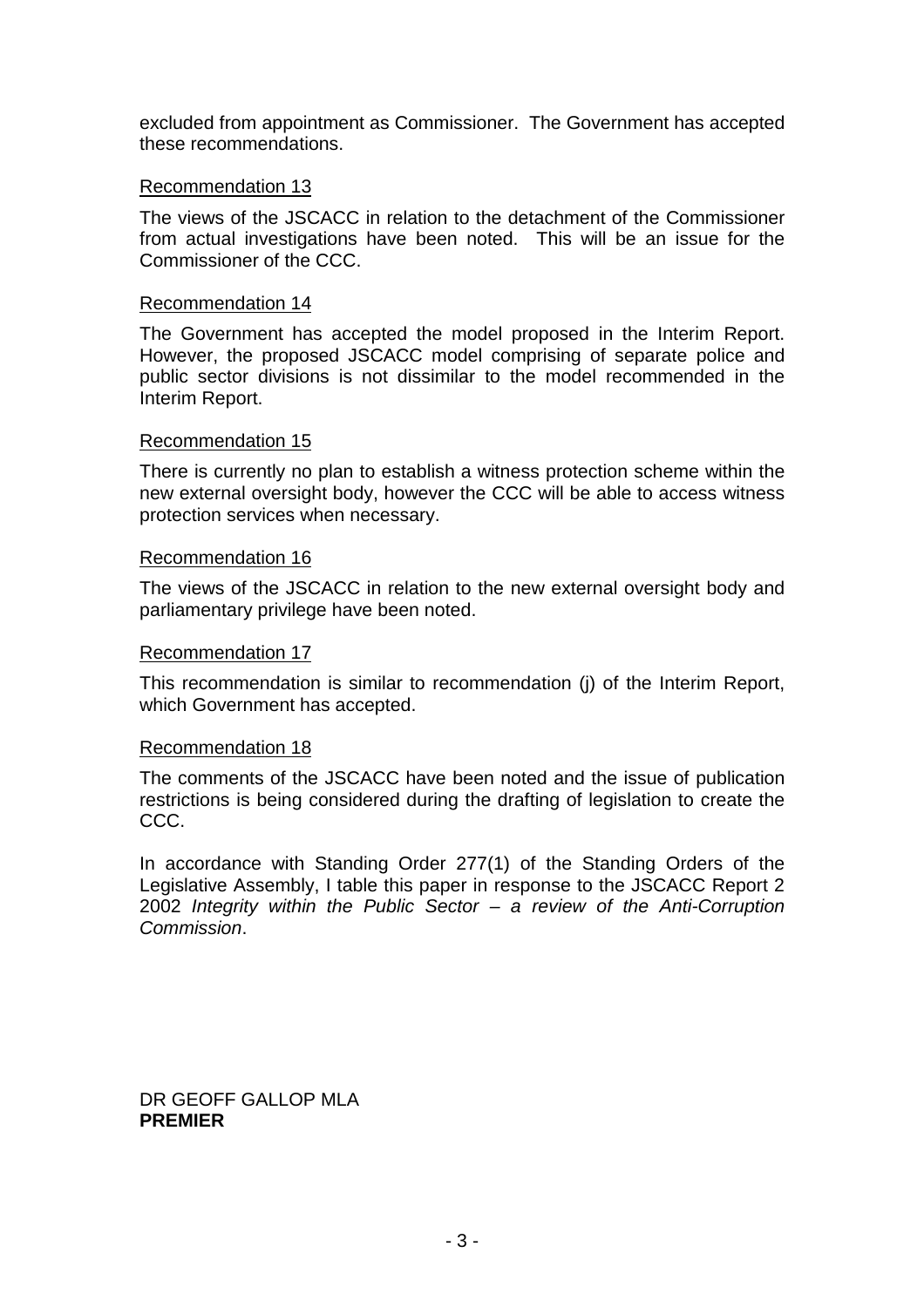excluded from appointment as Commissioner. The Government has accepted these recommendations.

<u>Recommendation 13</u>

The views of the JSCACC in relation to the detachment of the Commissioner from actual investigations have been noted. This will be an issue for the Commissioner of the CCC.

<u>Recommendation 14</u>

The Government has accepted the model proposed in the Interim Report. However, the proposed JSCACC model comprising of separate police and public sector divisions is not dissimilar to the model recommended in the Interim Report.

<u>Recommendation 15</u>

There is currently no plan to establish a witness protection scheme within the new external oversight body, however the CCC will be able to access witness protection services when necessary.

<u>Recommendation 16</u>

The views of the JSCACC in relation to the new external oversight body and parliamentary privilege have been noted.

<u>Recommendation 17</u>

This recommendation is similar to recommendation (j) of the Interim Report, which Government has accepted.

<u>Recommendation 18</u>

The comments of the JSCACC have been noted and the issue of publication restrictions is being considered during the drafting of legislation to create the CCC.

In accordance with Standing Order 277(1) of the Standing Orders of the Legislative Assembly, I table this paper in response to the JSCACC Report 2 2002 *Integrity within the Public Sector – a review of the Anti-Corruption Commission*.

DR GEOFF GALLOP MLA
**PREMIER**